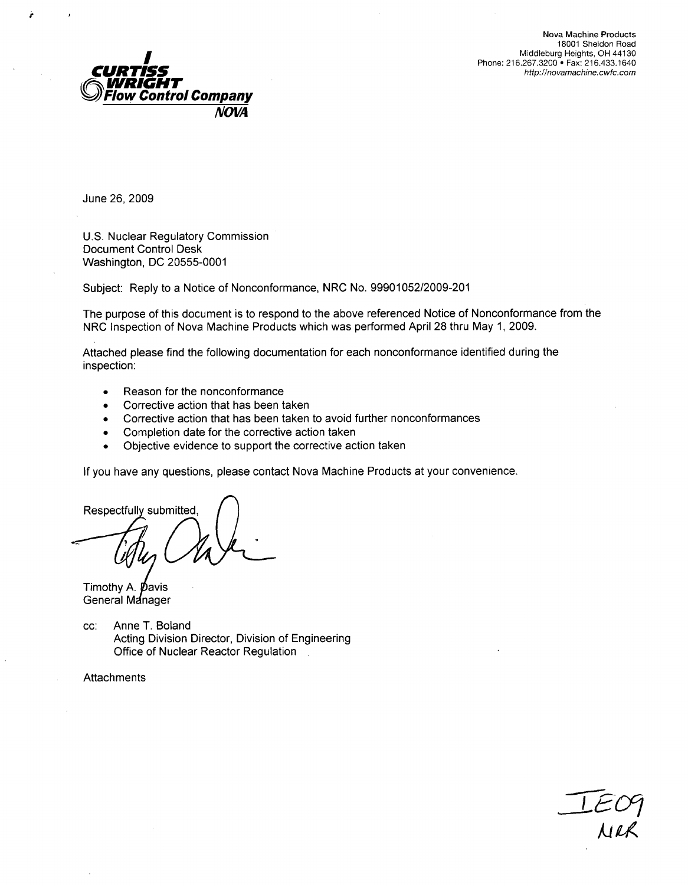**CURTISS WRIGHT**
**Flow Control Company**
**NOVA**

Nova Machine Products
18001 Sheldon Road
Middleburg Heights, OH 44130
Phone: 216.267.3200 • Fax: 216.433.1640
http://novamachine.cwfc.com

June 26, 2009

U.S. Nuclear Regulatory Commission
Document Control Desk
Washington, DC 20555-0001

Subject: Reply to a Notice of Nonconformance, NRC No. 99901052/2009-201

The purpose of this document is to respond to the above referenced Notice of Nonconformance from the NRC Inspection of Nova Machine Products which was performed April 28 thru May 1, 2009.

Attached please find the following documentation for each nonconformance identified during the inspection:

- Reason for the nonconformance
- Corrective action that has been taken
- Corrective action that has been taken to avoid further nonconformances
- Completion date for the corrective action taken
- Objective evidence to support the corrective action taken

If you have any questions, please contact Nova Machine Products at your convenience.

Respectfully submitted,

Timothy A. Davis
General Manager

cc: Anne T. Boland
Acting Division Director, Division of Engineering
Office of Nuclear Reactor Regulation

Attachments

IE09
NRR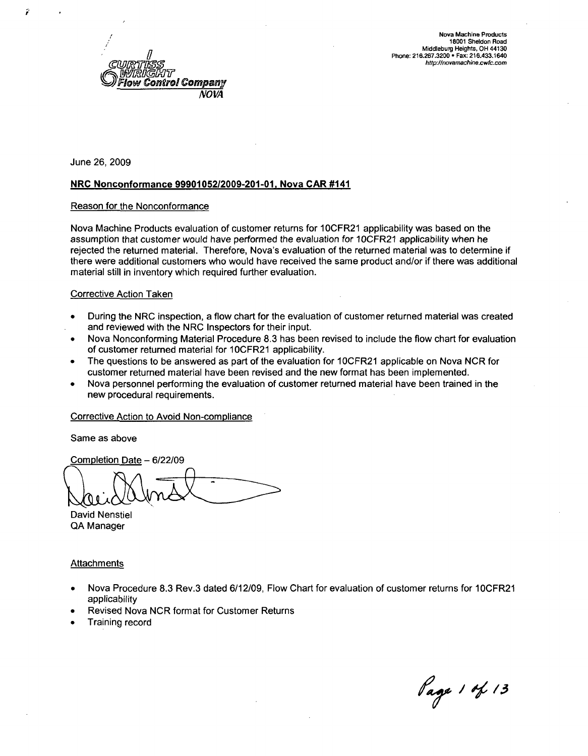Curtiss Wright Flow Control Company

NOVA

Nova Machine Products
18001 Sheldon Road
Middleburg Heights, OH 44130
Phone: 216.267.3200 • Fax: 216.433.1640
http://novamachine.cwfc.com

June 26, 2009

**NRC Nonconformance 99901052/2009-201-01, Nova CAR #141**

Reason for the Nonconformance

Nova Machine Products evaluation of customer returns for 10CFR21 applicability was based on the assumption that customer would have performed the evaluation for 10CFR21 applicability when he rejected the returned material. Therefore, Nova's evaluation of the returned material was to determine if there were additional customers who would have received the same product and/or if there was additional material still in inventory which required further evaluation.

Corrective Action Taken

- During the NRC inspection, a flow chart for the evaluation of customer returned material was created and reviewed with the NRC Inspectors for their input.
- Nova Nonconforming Material Procedure 8.3 has been revised to include the flow chart for evaluation of customer returned material for 10CFR21 applicability.
- The questions to be answered as part of the evaluation for 10CFR21 applicable on Nova NCR for customer returned material have been revised and the new format has been implemented.
- Nova personnel performing the evaluation of customer returned material have been trained in the new procedural requirements.

Corrective Action to Avoid Non-compliance

Same as above

Completion Date – 6/22/09

David Nenstiel
QA Manager

Attachments

- Nova Procedure 8.3 Rev.3 dated 6/12/09, Flow Chart for evaluation of customer returns for 10CFR21 applicability
- Revised Nova NCR format for Customer Returns
- Training record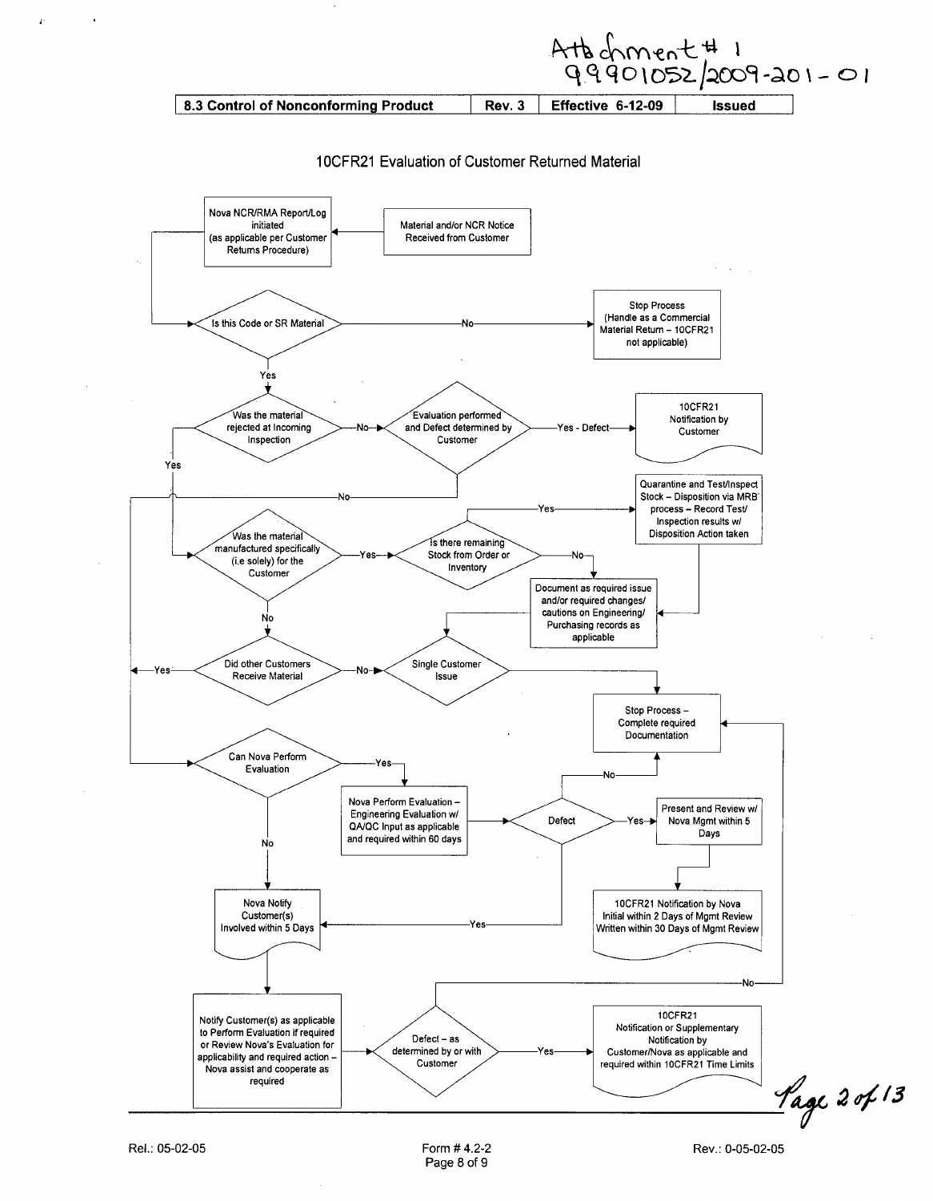Attachment # 1
9901052/2009-201-01

| 8.3 Control of Nonconforming Product | Rev. 3 | Effective 6-12-09 | Issued |
|---|---|---|---|

## 10CFR21 Evaluation of Customer Returned Material

- Material and/or NCR Notice Received from Customer → Nova NCR/RMA Report/Log initiated (as applicable per Customer Returns Procedure)
- Is this Code or SR Material
  - No → Stop Process (Handle as a Commercial Material Return – 10CFR21 not applicable)
  - Yes → Was the material rejected at Incoming Inspection
- Was the material rejected at Incoming Inspection
  - Yes → Was the material manufactured specifically (i.e solely) for the Customer
  - No → Evaluation performed and Defect determined by Customer
- Evaluation performed and Defect determined by Customer
  - Yes - Defect → 10CFR21 Notification by Customer
  - No → Can Nova Perform Evaluation
- Was the material manufactured specifically (i.e solely) for the Customer
  - Yes → Is there remaining Stock from Order or Inventory
  - No → Did other Customers Receive Material
- Is there remaining Stock from Order or Inventory
  - Yes → Quarantine and Test/Inspect Stock – Disposition via MRB process – Record Test/ Inspection results w/ Disposition Action taken → Document as required issue and/or required changes/ cautions on Engineering/ Purchasing records as applicable
  - No → Document as required issue and/or required changes/ cautions on Engineering/ Purchasing records as applicable
- Document as required issue and/or required changes/ cautions on Engineering/ Purchasing records as applicable → Single Customer Issue
- Did other Customers Receive Material
  - Yes → Can Nova Perform Evaluation
  - No → Single Customer Issue
- Single Customer Issue → Stop Process – Complete required Documentation
- Can Nova Perform Evaluation
  - Yes → Nova Perform Evaluation – Engineering Evaluation w/ QA/QC Input as applicable and required within 60 days → Defect
  - No → Nova Notify Customer(s) Involved within 5 Days
- Defect
  - No → Stop Process – Complete required Documentation
  - Yes → Present and Review w/ Nova Mgmt within 5 Days → 10CFR21 Notification by Nova Initial within 2 Days of Mgmt Review Written within 30 Days of Mgmt Review
  - Yes → Nova Notify Customer(s) Involved within 5 Days
- Nova Notify Customer(s) Involved within 5 Days → Notify Customer(s) as applicable to Perform Evaluation if required or Review Nova's Evaluation for applicability and required action – Nova assist and cooperate as required → Defect – as determined by or with Customer
- Defect – as determined by or with Customer
  - Yes → 10CFR21 Notification or Supplementary Notification by Customer/Nova as applicable and required within 10CFR21 Time Limits
  - No → Stop Process – Complete required Documentation

Page 2 of 13

Rel.: 05-02-05 | Form # 4.2-2 | Rev.: 0-05-02-05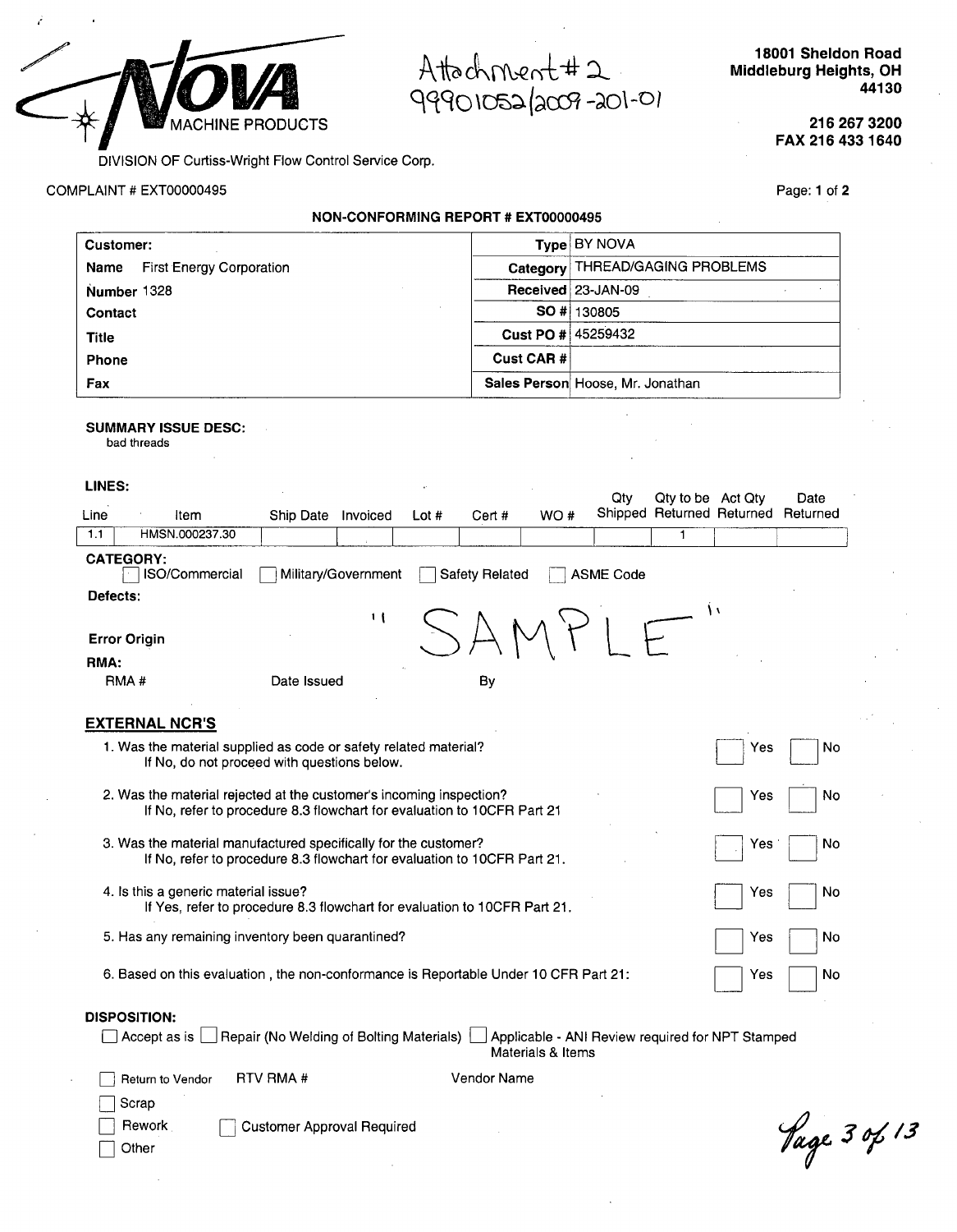NOVA MACHINE PRODUCTS

DIVISION OF Curtiss-Wright Flow Control Service Corp.

Attachment #2
99901052/2009-201-01

18001 Sheldon Road
Middleburg Heights, OH
44130

216 267 3200
FAX 216 433 1640

COMPLAINT # EXT00000495

## NON-CONFORMING REPORT # EXT00000495

| **Customer:** | | **Type** | BY NOVA |
|---|---|---|---|
| **Name** | First Energy Corporation | **Category** | THREAD/GAGING PROBLEMS |
| **Number** | 1328 | **Received** | 23-JAN-09 |
| **Contact** | | **SO #** | 130805 |
| **Title** | | **Cust PO #** | 45259432 |
| **Phone** | | **Cust CAR #** | |
| **Fax** | | **Sales Person** | Hoose, Mr. Jonathan |

**SUMMARY ISSUE DESC:**
bad threads

**LINES:**

| Line | Item | Ship Date | Invoiced | Lot # | Cert # | WO # | Qty Shipped | Qty to be Returned | Act Qty Returned | Date Returned |
|---|---|---|---|---|---|---|---|---|---|---|
| 1.1 | HMSN.000237.30 | | | | | | | 1 | | |

**CATEGORY:**
☐ ISO/Commercial ☐ Military/Government ☐ Safety Related ☐ ASME Code

**Defects:**

"SAMPLE"

**Error Origin**

**RMA:**
RMA # Date Issued By

### EXTERNAL NCR'S

1. Was the material supplied as code or safety related material? ☐ Yes ☐ No
   If No, do not proceed with questions below.
2. Was the material rejected at the customer's incoming inspection? ☐ Yes ☐ No
   If No, refer to procedure 8.3 flowchart for evaluation to 10CFR Part 21
3. Was the material manufactured specifically for the customer? ☐ Yes ☐ No
   If No, refer to procedure 8.3 flowchart for evaluation to 10CFR Part 21.
4. Is this a generic material issue? ☐ Yes ☐ No
   If Yes, refer to procedure 8.3 flowchart for evaluation to 10CFR Part 21.
5. Has any remaining inventory been quarantined? ☐ Yes ☐ No
6. Based on this evaluation , the non-conformance is Reportable Under 10 CFR Part 21: ☐ Yes ☐ No

**DISPOSITION:**
☐ Accept as is ☐ Repair (No Welding of Bolting Materials) ☐ Applicable - ANI Review required for NPT Stamped Materials & Items

☐ Return to Vendor RTV RMA # Vendor Name
☐ Scrap
☐ Rework ☐ Customer Approval Required
☐ Other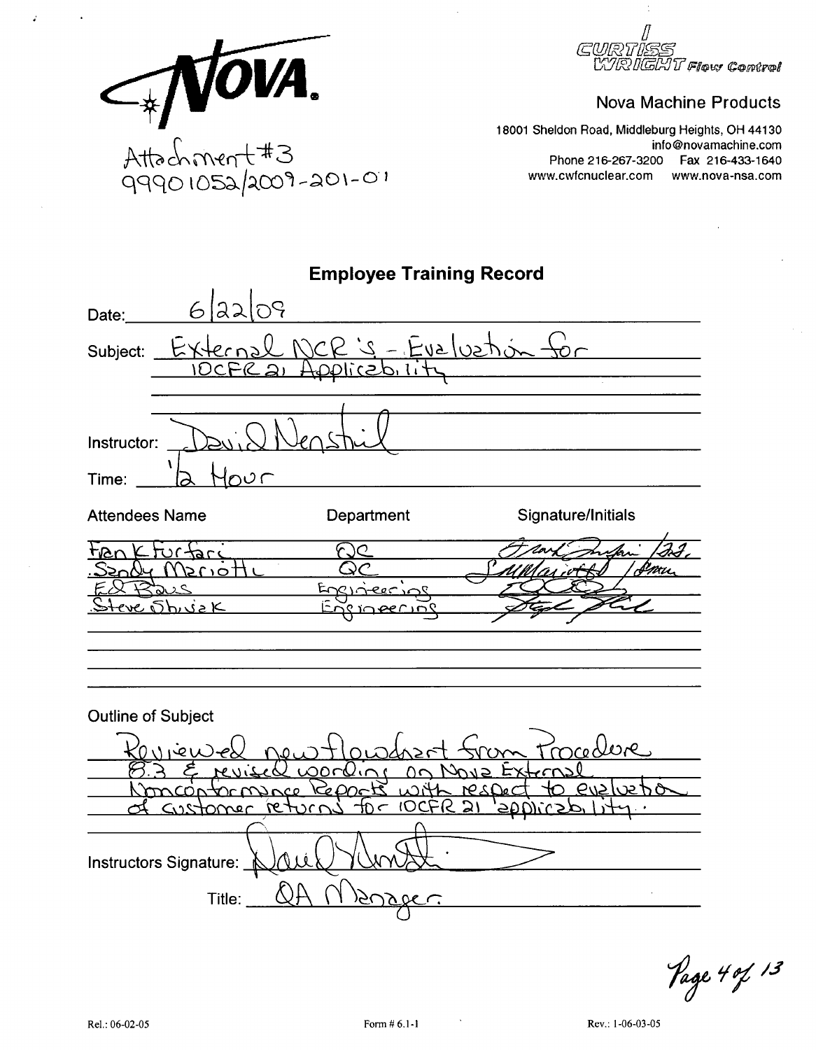NOVA.

Attachment #3
99901052/2009-201-01

CURTISS WRIGHT Flow Control

Nova Machine Products

18001 Sheldon Road, Middleburg Heights, OH 44130
info@novamachine.com
Phone 216-267-3200 Fax 216-433-1640
www.cwfcnuclear.com www.nova-nsa.com

## Employee Training Record

Date: 6/22/09

Subject: External NCR's - Evaluation for 10CFR21 Applicability

Instructor: David Nenstiel

Time: 1/2 Hour

| Attendees Name | Department | Signature/Initials |
|---|---|---|
| Frank Furfari | QC | [signature] |
| Sandy Mariotti | QC | [signature] |
| Ed Baus | Engineering | [signature] |
| Steve Shivak | Engineering | [signature] |

Outline of Subject

Reviewed new flowchart from Procedure 8.3 & revised wording on Nova External Nonconformance Reports with respect to evaluation of customer returns for 10CFR21 applicability.

Instructors Signature: [signature]

Title: QA Manager

Rel.: 06-02-05 Form # 6.1-1 Rev.: 1-06-03-05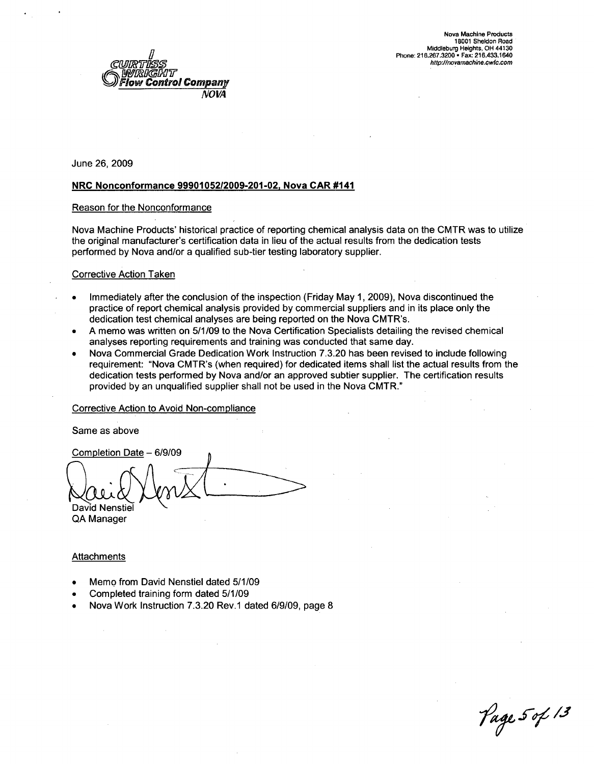Curtiss Wright Flow Control Company
NOVA

Nova Machine Products
18001 Sheldon Road
Middleburg Heights, OH 44130
Phone: 216.267.3200 • Fax: 216.433.1640
http://novamachine.cwfc.com

June 26, 2009

**NRC Nonconformance 99901052/2009-201-02, Nova CAR #141**

Reason for the Nonconformance

Nova Machine Products' historical practice of reporting chemical analysis data on the CMTR was to utilize the original manufacturer's certification data in lieu of the actual results from the dedication tests performed by Nova and/or a qualified sub-tier testing laboratory supplier.

Corrective Action Taken

- Immediately after the conclusion of the inspection (Friday May 1, 2009), Nova discontinued the practice of report chemical analysis provided by commercial suppliers and in its place only the dedication test chemical analyses are being reported on the Nova CMTR's.
- A memo was written on 5/1/09 to the Nova Certification Specialists detailing the revised chemical analyses reporting requirements and training was conducted that same day.
- Nova Commercial Grade Dedication Work Instruction 7.3.20 has been revised to include following requirement: "Nova CMTR's (when required) for dedicated items shall list the actual results from the dedication tests performed by Nova and/or an approved subtier supplier. The certification results provided by an unqualified supplier shall not be used in the Nova CMTR."

Corrective Action to Avoid Non-compliance

Same as above

Completion Date – 6/9/09

David Nenstiel
QA Manager

Attachments

- Memo from David Nenstiel dated 5/1/09
- Completed training form dated 5/1/09
- Nova Work Instruction 7.3.20 Rev.1 dated 6/9/09, page 8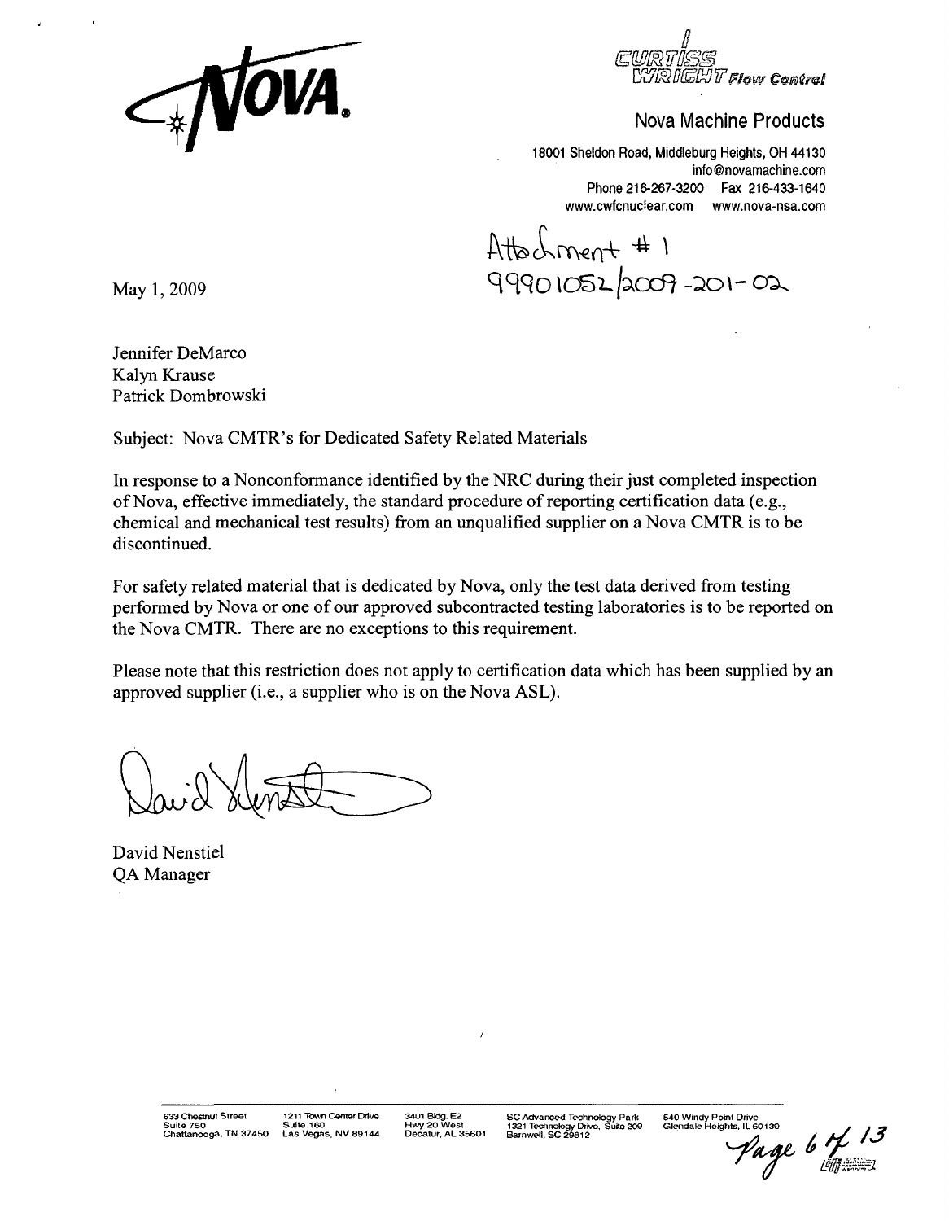NOVA®

CURTISS WRIGHT Flow Control

Nova Machine Products

18001 Sheldon Road, Middleburg Heights, OH 44130
info@novamachine.com
Phone 216-267-3200 Fax 216-433-1640
www.cwfcnuclear.com www.nova-nsa.com

Attachment # 1
99901052/2009-201-02

May 1, 2009

Jennifer DeMarco
Kalyn Krause
Patrick Dombrowski

Subject: Nova CMTR's for Dedicated Safety Related Materials

In response to a Nonconformance identified by the NRC during their just completed inspection of Nova, effective immediately, the standard procedure of reporting certification data (e.g., chemical and mechanical test results) from an unqualified supplier on a Nova CMTR is to be discontinued.

For safety related material that is dedicated by Nova, only the test data derived from testing performed by Nova or one of our approved subcontracted testing laboratories is to be reported on the Nova CMTR. There are no exceptions to this requirement.

Please note that this restriction does not apply to certification data which has been supplied by an approved supplier (i.e., a supplier who is on the Nova ASL).

David Nenstiel
QA Manager

633 Chestnut Street, Suite 750, Chattanooga, TN 37450 | 1211 Town Center Drive, Suite 160, Las Vegas, NV 89144 | 3401 Bldg. E2, Hwy 20 West, Decatur, AL 35601 | SC Advanced Technology Park, 1321 Technology Drive, Suite 209, Barnwell, SC 29812 | 540 Windy Point Drive, Glendale Heights, IL 60139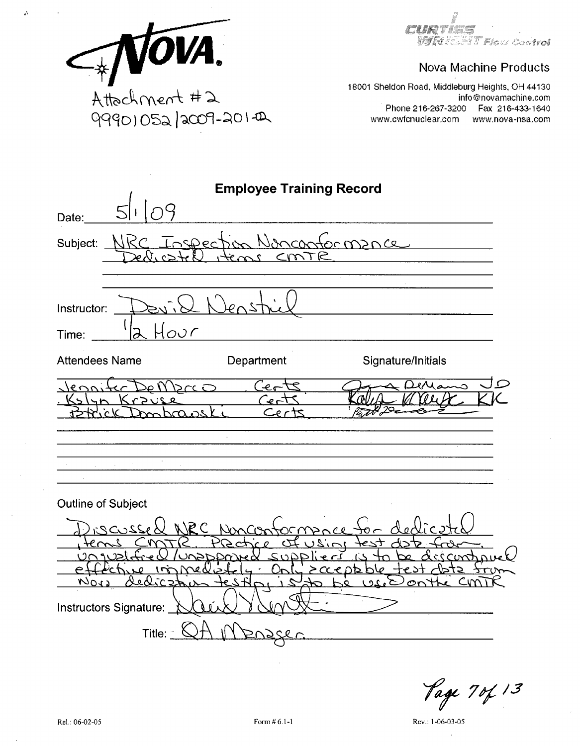NOVA.

Attachment #2
99901052/2009-201-02

CURTISS WRIGHT Flow Control

Nova Machine Products

18001 Sheldon Road, Middleburg Heights, OH 44130
info@novamachine.com
Phone 216-267-3200 Fax 216-433-1640
www.cwfcnuclear.com www.nova-nsa.com

# Employee Training Record

Date: 5/1/09

Subject: NRC Inspection Nonconformance Dedicated items CMTR

Instructor: David Nenstiel

Time: 1/2 Hour

| Attendees Name | Department | Signature/Initials |
| --- | --- | --- |
| Jennifer DeMarco | Certs | Jennifer DeMarco JD |
| Kalyn Krause | Certs | Kalyn Krause KK |
| Patrick Dombrowski | Certs | Patrick Dombrowski |

Outline of Subject

Discussed NRC Nonconformance for dedicated items CMTR. Practice of using test data from unqualified/unapproved suppliers is to be discontinued effective immediately. Only acceptable test data from Nova dedication testing is to be used on the CMTR

Instructors Signature: David Nenstiel

Title: QA Manager

Rel.: 06-02-05 Form # 6.1-1 Rev.: 1-06-03-05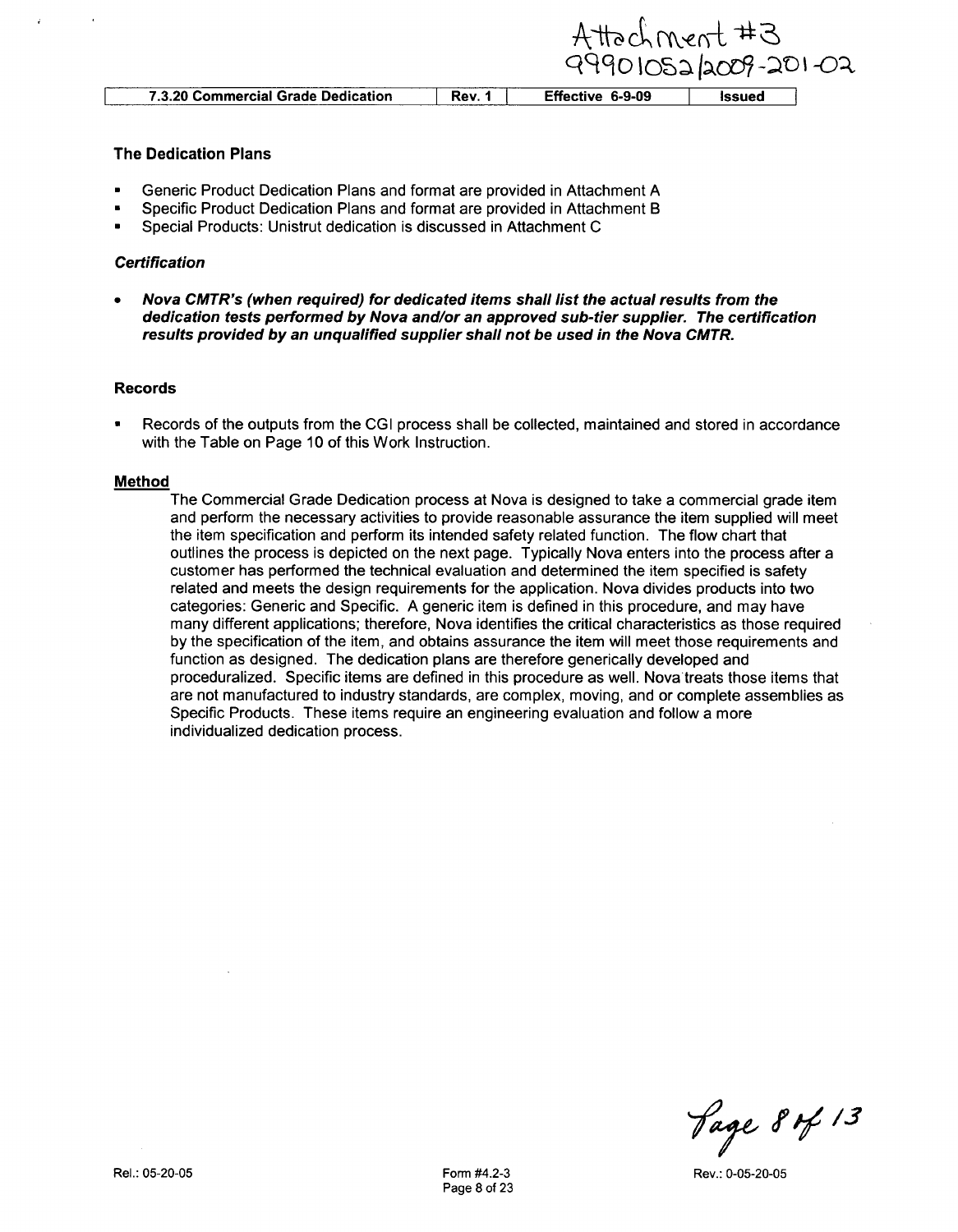## The Dedication Plans

- Generic Product Dedication Plans and format are provided in Attachment A
- Specific Product Dedication Plans and format are provided in Attachment B
- Special Products: Unistrut dedication is discussed in Attachment C

### *Certification*

- ***Nova CMTR's (when required) for dedicated items shall list the actual results from the dedication tests performed by Nova and/or an approved sub-tier supplier. The certification results provided by an unqualified supplier shall not be used in the Nova CMTR.***

## Records

- Records of the outputs from the CGI process shall be collected, maintained and stored in accordance with the Table on Page 10 of this Work Instruction.

## Method

The Commercial Grade Dedication process at Nova is designed to take a commercial grade item and perform the necessary activities to provide reasonable assurance the item supplied will meet the item specification and perform its intended safety related function. The flow chart that outlines the process is depicted on the next page. Typically Nova enters into the process after a customer has performed the technical evaluation and determined the item specified is safety related and meets the design requirements for the application. Nova divides products into two categories: Generic and Specific. A generic item is defined in this procedure, and may have many different applications; therefore, Nova identifies the critical characteristics as those required by the specification of the item, and obtains assurance the item will meet those requirements and function as designed. The dedication plans are therefore generically developed and proceduralized. Specific items are defined in this procedure as well. Nova treats those items that are not manufactured to industry standards, are complex, moving, and or complete assemblies as Specific Products. These items require an engineering evaluation and follow a more individualized dedication process.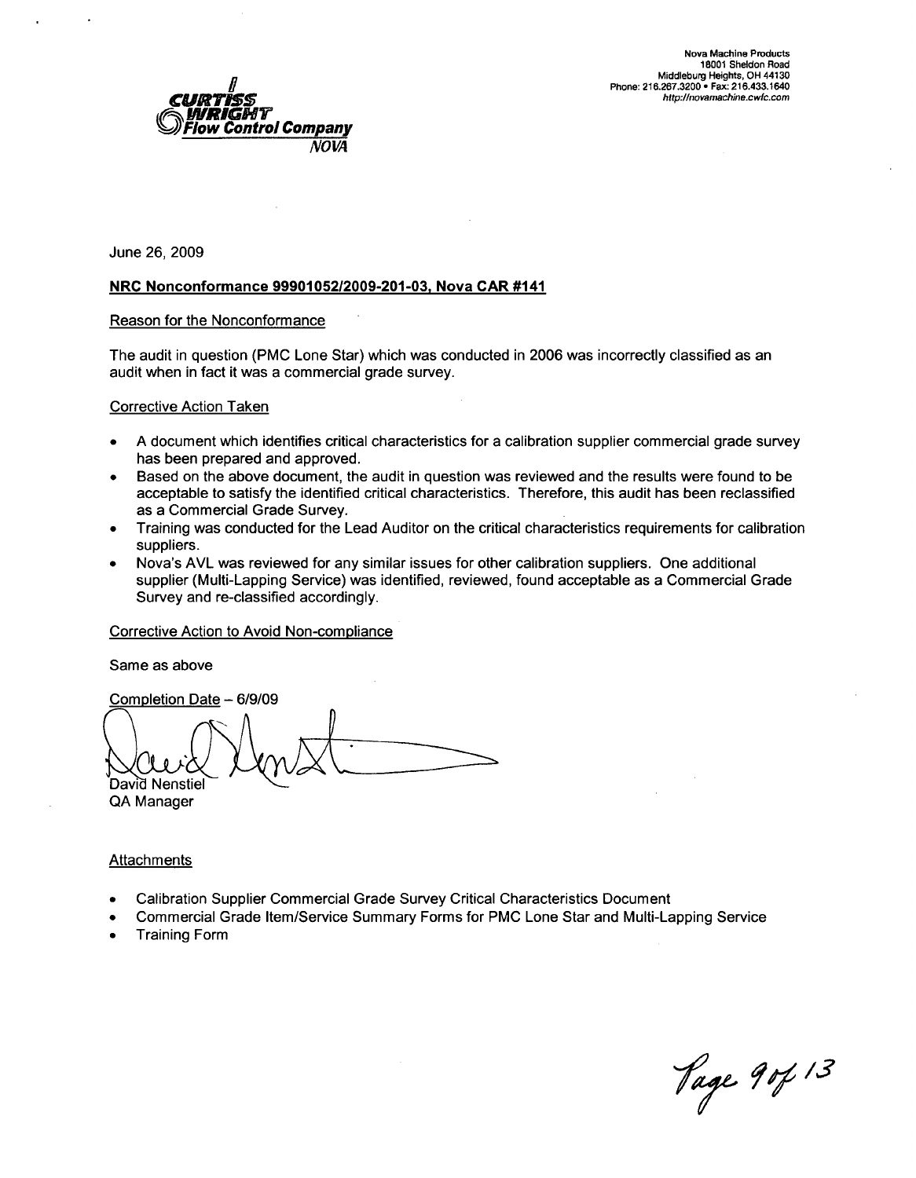Curtiss Wright Flow Control Company
NOVA

Nova Machine Products
18001 Sheldon Road
Middleburg Heights, OH 44130
Phone: 216.267.3200 • Fax: 216.433.1640
http://novamachine.cwfc.com

June 26, 2009

**NRC Nonconformance 99901052/2009-201-03, Nova CAR #141**

Reason for the Nonconformance

The audit in question (PMC Lone Star) which was conducted in 2006 was incorrectly classified as an audit when in fact it was a commercial grade survey.

Corrective Action Taken

- A document which identifies critical characteristics for a calibration supplier commercial grade survey has been prepared and approved.
- Based on the above document, the audit in question was reviewed and the results were found to be acceptable to satisfy the identified critical characteristics. Therefore, this audit has been reclassified as a Commercial Grade Survey.
- Training was conducted for the Lead Auditor on the critical characteristics requirements for calibration suppliers.
- Nova's AVL was reviewed for any similar issues for other calibration suppliers. One additional supplier (Multi-Lapping Service) was identified, reviewed, found acceptable as a Commercial Grade Survey and re-classified accordingly.

Corrective Action to Avoid Non-compliance

Same as above

Completion Date – 6/9/09

David Nenstiel
QA Manager

Attachments

- Calibration Supplier Commercial Grade Survey Critical Characteristics Document
- Commercial Grade Item/Service Summary Forms for PMC Lone Star and Multi-Lapping Service
- Training Form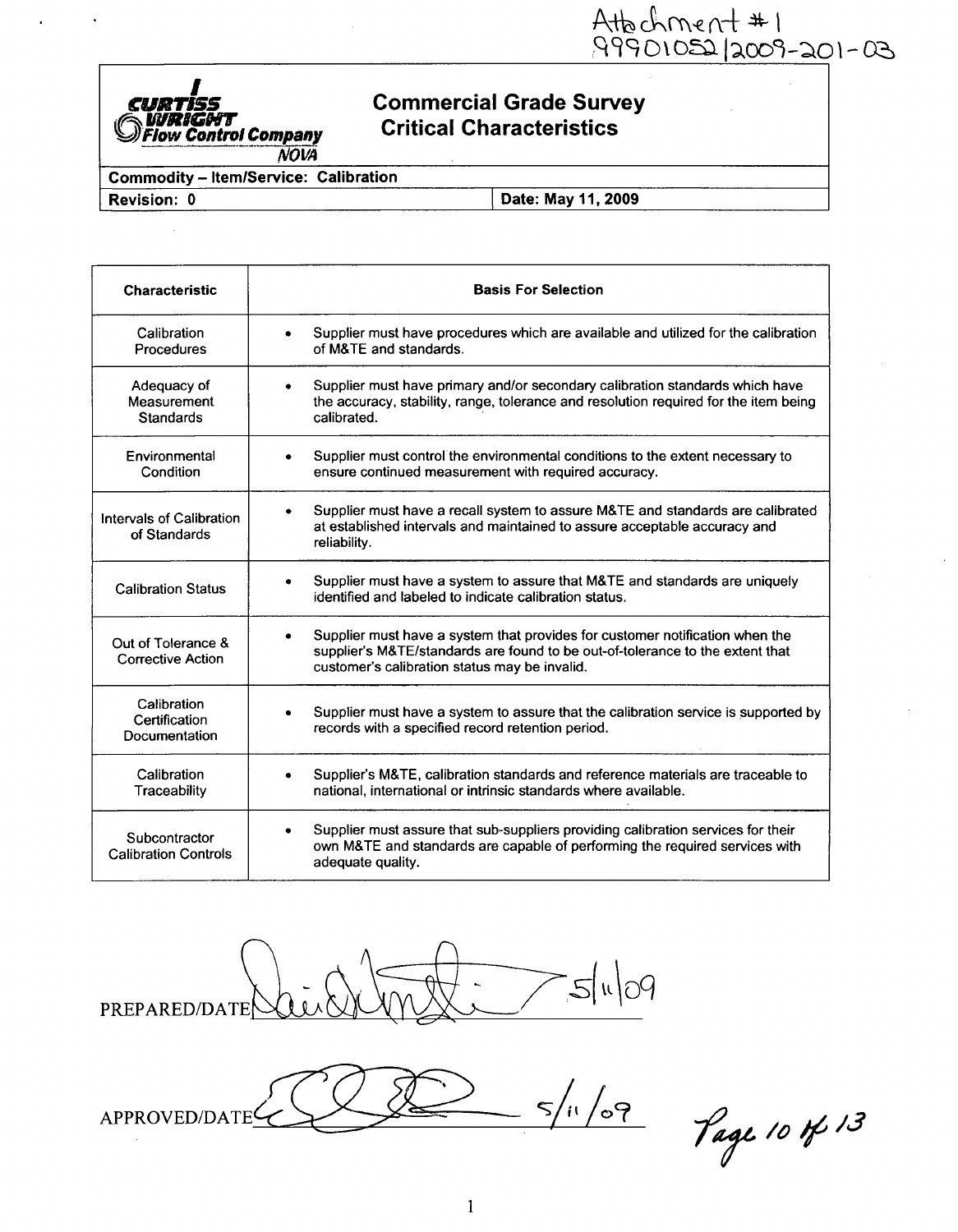Attachment #1
99901052/2009-201-03

**Curtiss Wright Flow Control Company**
*NOVA*

# Commercial Grade Survey Critical Characteristics

| Commodity – Item/Service: Calibration | |
|---|---|
| **Revision: 0** | **Date: May 11, 2009** |

| Characteristic | Basis For Selection |
|---|---|
| Calibration Procedures | • Supplier must have procedures which are available and utilized for the calibration of M&TE and standards. |
| Adequacy of Measurement Standards | • Supplier must have primary and/or secondary calibration standards which have the accuracy, stability, range, tolerance and resolution required for the item being calibrated. |
| Environmental Condition | • Supplier must control the environmental conditions to the extent necessary to ensure continued measurement with required accuracy. |
| Intervals of Calibration of Standards | • Supplier must have a recall system to assure M&TE and standards are calibrated at established intervals and maintained to assure acceptable accuracy and reliability. |
| Calibration Status | • Supplier must have a system to assure that M&TE and standards are uniquely identified and labeled to indicate calibration status. |
| Out of Tolerance & Corrective Action | • Supplier must have a system that provides for customer notification when the supplier's M&TE/standards are found to be out-of-tolerance to the extent that customer's calibration status may be invalid. |
| Calibration Certification Documentation | • Supplier must have a system to assure that the calibration service is supported by records with a specified record retention period. |
| Calibration Traceability | • Supplier's M&TE, calibration standards and reference materials are traceable to national, international or intrinsic standards where available. |
| Subcontractor Calibration Controls | • Supplier must assure that sub-suppliers providing calibration services for their own M&TE and standards are capable of performing the required services with adequate quality. |

PREPARED/DATE [signature] 5/11/09

APPROVED/DATE [signature] 5/11/09

Page 10 of 13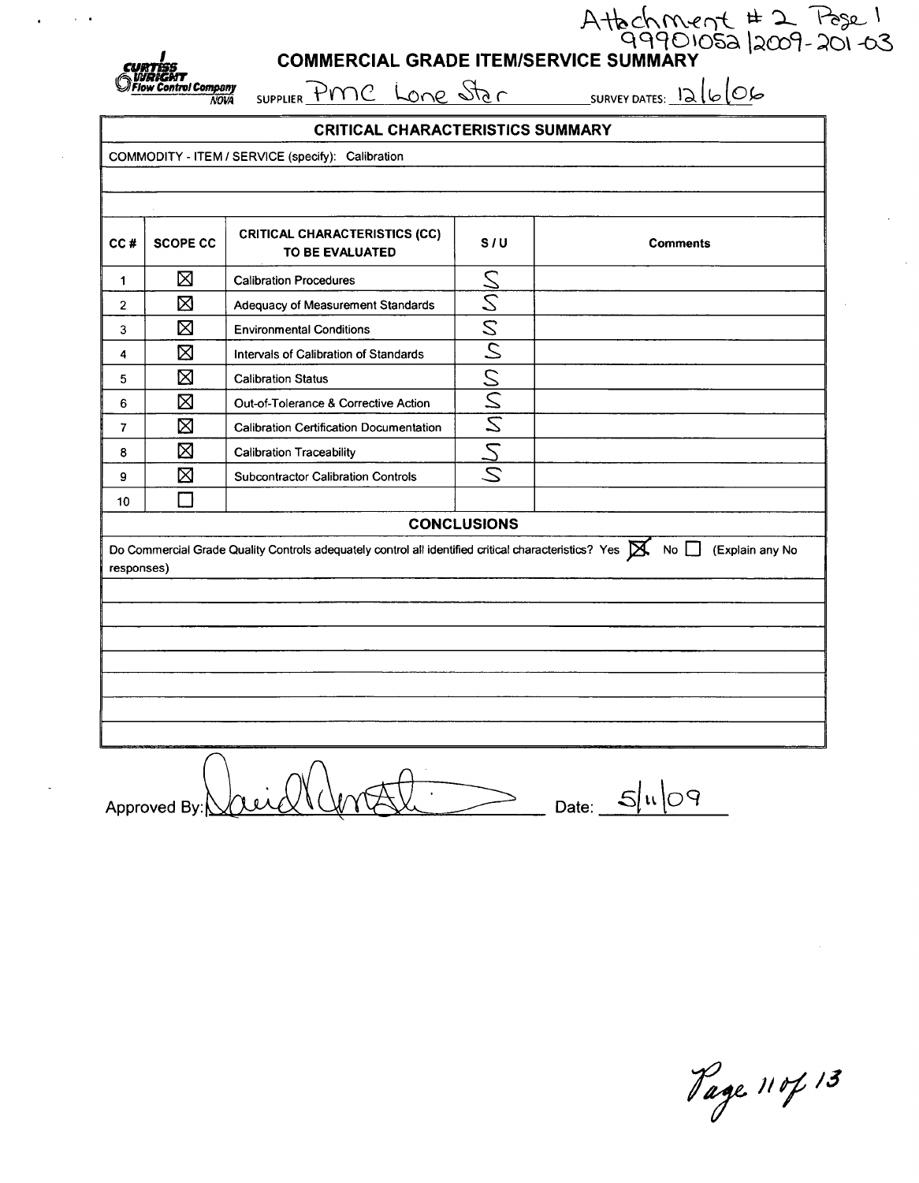Attachment # 2 Page 1
99901052/2009-201-03

**Curtiss Wright Flow Control Company NOVA**

# COMMERCIAL GRADE ITEM/SERVICE SUMMARY

SUPPLIER PMC Lone Star SURVEY DATES: 12/6/06

## CRITICAL CHARACTERISTICS SUMMARY

COMMODITY - ITEM / SERVICE (specify): Calibration

| CC # | SCOPE CC | CRITICAL CHARACTERISTICS (CC) TO BE EVALUATED | S / U | Comments |
|---|---|---|---|---|
| 1 | ☒ | Calibration Procedures | S | |
| 2 | ☒ | Adequacy of Measurement Standards | S | |
| 3 | ☒ | Environmental Conditions | S | |
| 4 | ☒ | Intervals of Calibration of Standards | S | |
| 5 | ☒ | Calibration Status | S | |
| 6 | ☒ | Out-of-Tolerance & Corrective Action | S | |
| 7 | ☒ | Calibration Certification Documentation | S | |
| 8 | ☒ | Calibration Traceability | S | |
| 9 | ☒ | Subcontractor Calibration Controls | S | |
| 10 | ☐ | | | |

## CONCLUSIONS

Do Commercial Grade Quality Controls adequately control all identified critical characteristics? Yes ☒ No ☐ (Explain any No responses)

Approved By: [signature] Date: 5/11/09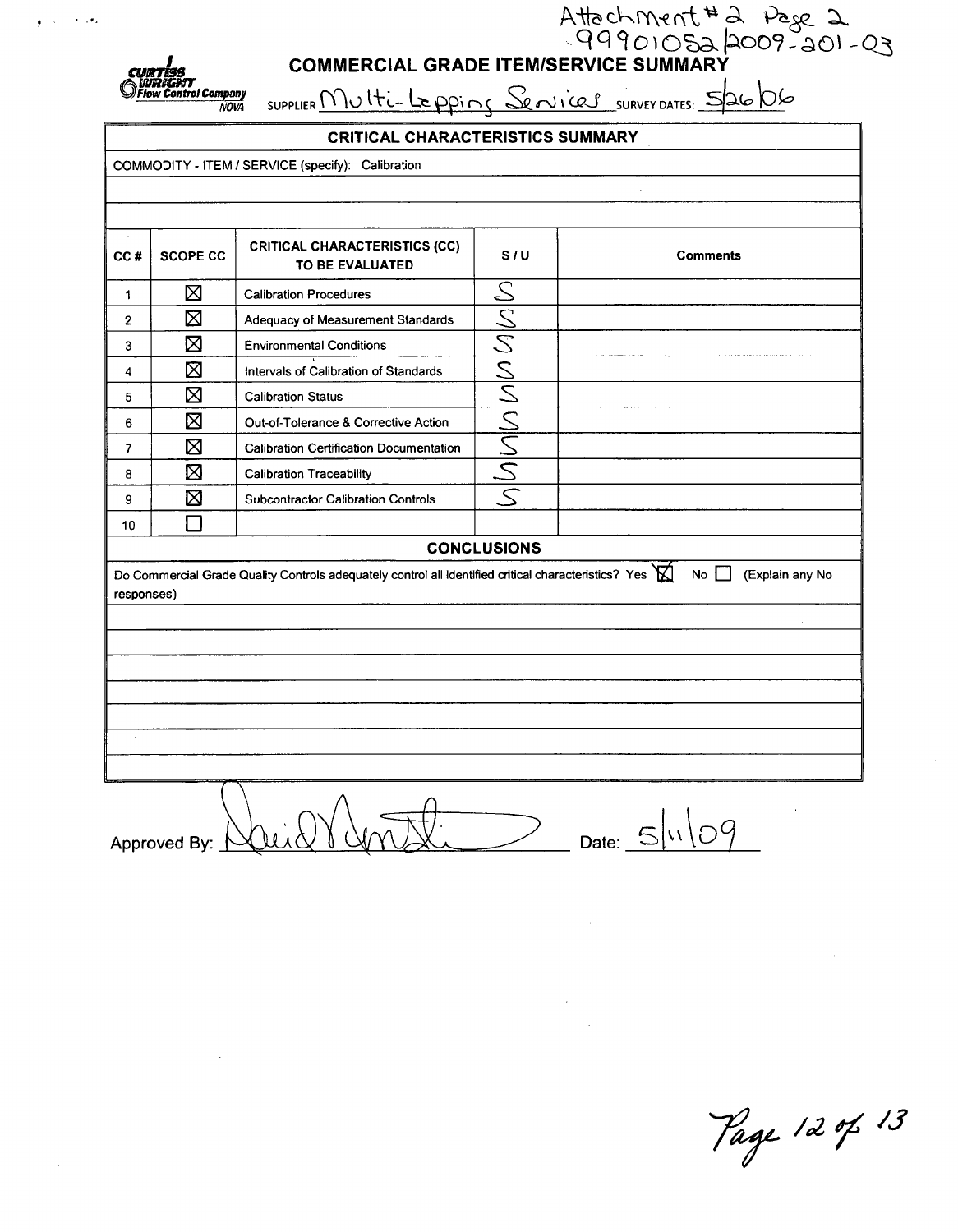Attachment # 2 Page 2
99901052/2009-201-03

**CURTISS WRIGHT Flow Control Company NOVA**

# COMMERCIAL GRADE ITEM/SERVICE SUMMARY

SUPPLIER Multi-Lapping Services SURVEY DATES: 5/26/06

| CRITICAL CHARACTERISTICS SUMMARY | | | | |
|---|---|---|---|---|
| COMMODITY - ITEM / SERVICE (specify): Calibration | | | | |
| | | | | |
| | | | | |
| **CC #** | **SCOPE CC** | **CRITICAL CHARACTERISTICS (CC) TO BE EVALUATED** | **S / U** | **Comments** |
| 1 | ☒ | Calibration Procedures | S | |
| 2 | ☒ | Adequacy of Measurement Standards | S | |
| 3 | ☒ | Environmental Conditions | S | |
| 4 | ☒ | Intervals of Calibration of Standards | S | |
| 5 | ☒ | Calibration Status | S | |
| 6 | ☒ | Out-of-Tolerance & Corrective Action | S | |
| 7 | ☒ | Calibration Certification Documentation | S | |
| 8 | ☒ | Calibration Traceability | S | |
| 9 | ☒ | Subcontractor Calibration Controls | S | |
| 10 | ☐ | | | |

## CONCLUSIONS

Do Commercial Grade Quality Controls adequately control all identified critical characteristics? Yes ☒ No ☐ (Explain any No responses)

Approved By: [signature] Date: 5/11/09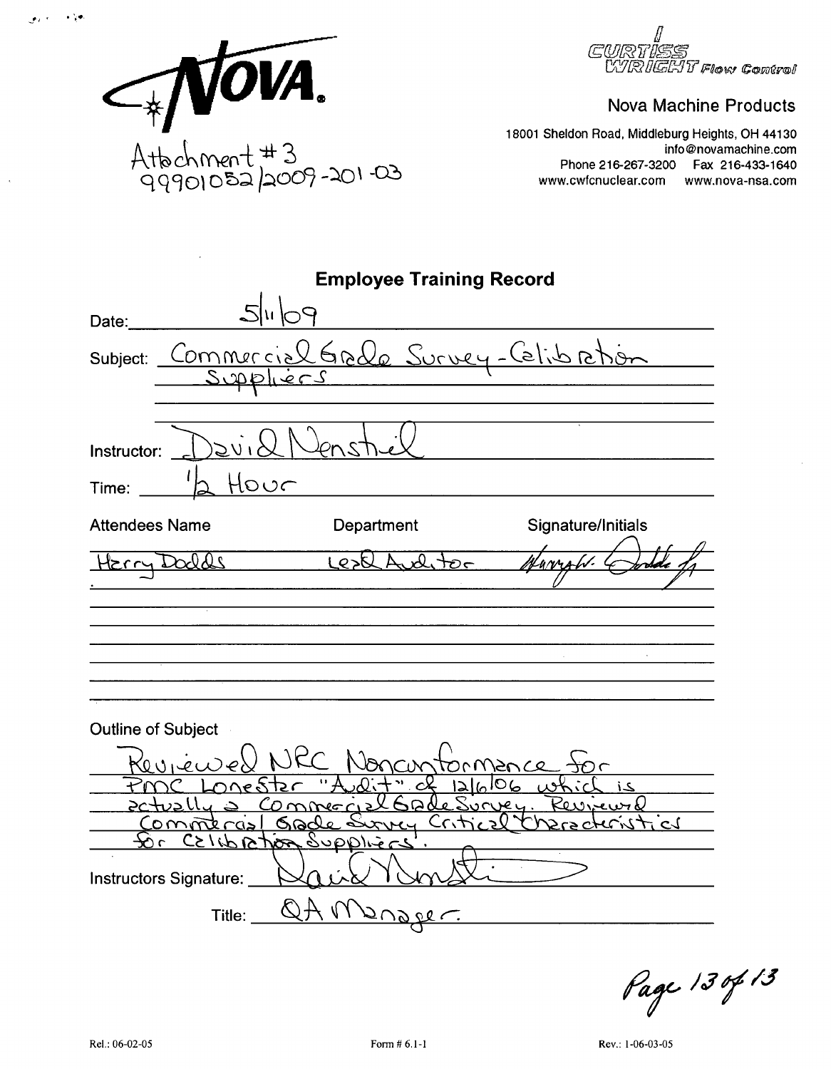NOVA.

Attachment #3
99901052/2009-201-03

CURTISS WRIGHT Flow Control

Nova Machine Products

18001 Sheldon Road, Middleburg Heights, OH 44130
info@novamachine.com
Phone 216-267-3200 Fax 216-433-1640
www.cwfcnuclear.com www.nova-nsa.com

## Employee Training Record

Date: 5/11/09

Subject: Commercial Grade Survey - Calibration Suppliers

Instructor: David Nenstiel

Time: 1/2 Hour

| Attendees Name | Department | Signature/Initials |
|---|---|---|
| Harry Dodds | Lead Auditor | Harry W. Dodds Jr |

Outline of Subject

Reviewed NRC Nonconformance for PMC Lonestar "Audit" of 12/6/06 which is actually a Commercial Grade Survey. Reviewed Commercial Grade Survey Critical Characteristics for Calibration Suppliers.

Instructors Signature: David Nenstiel

Title: QA Manager

Rel.: 06-02-05 Form # 6.1-1 Rev.: 1-06-03-05